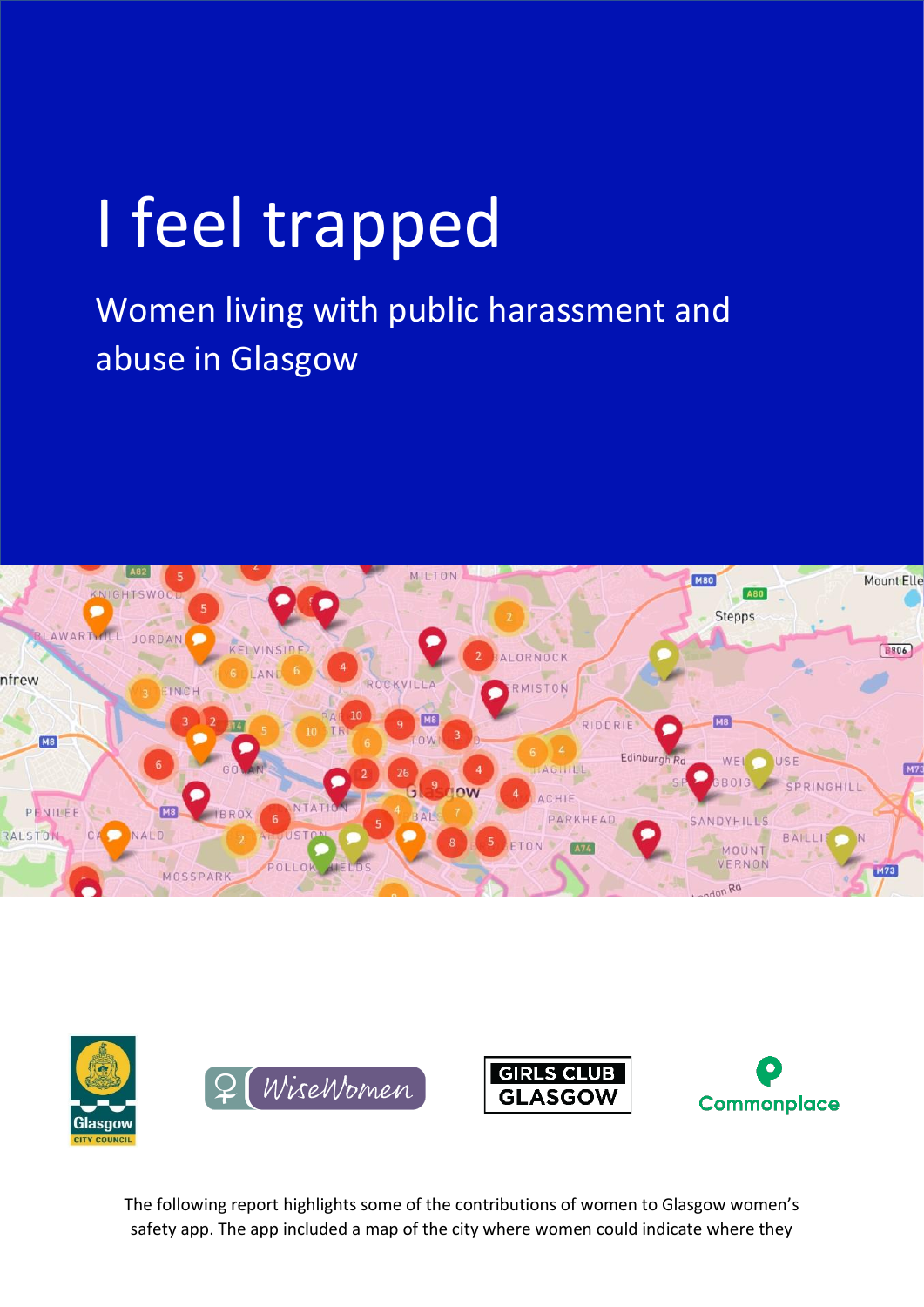# I feel trapped

## Women living with public harassment and abuse in Glasgow

The following report highlights some of the contributions of women to Glasgow women's safety app. The app included a map of the city where women could indicate where they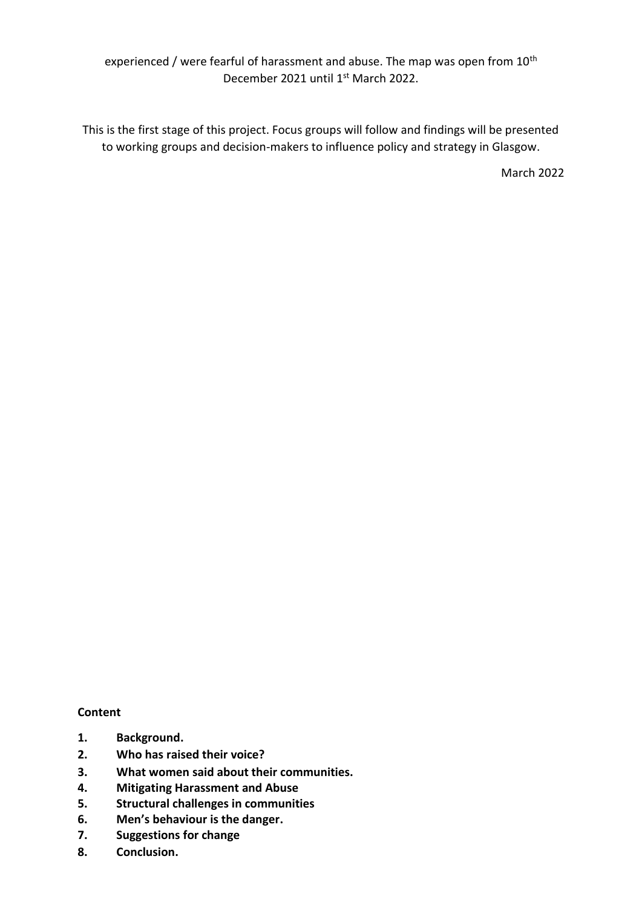experienced / were fearful of harassment and abuse. The map was open from 10th December 2021 until 1st March 2022.

This is the first stage of this project. Focus groups will follow and findings will be presented to working groups and decision-makers to influence policy and strategy in Glasgow.

March 2022

**Content**

1. **Background.**
2. **Who has raised their voice?**
3. **What women said about their communities.**
4. **Mitigating Harassment and Abuse**
5. **Structural challenges in communities**
6. **Men's behaviour is the danger.**
7. **Suggestions for change**
8. **Conclusion.**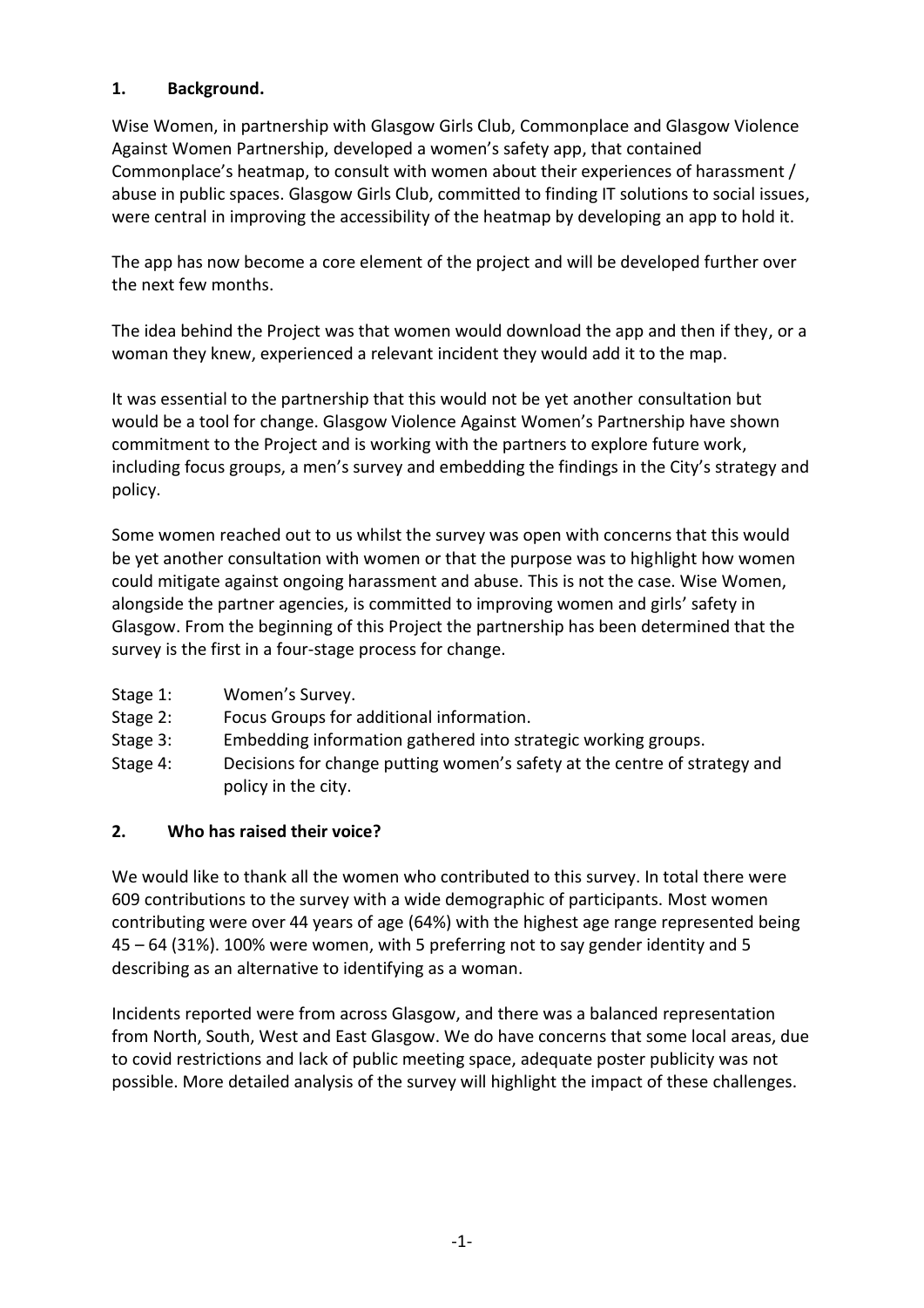## 1. Background.

Wise Women, in partnership with Glasgow Girls Club, Commonplace and Glasgow Violence Against Women Partnership, developed a women's safety app, that contained Commonplace's heatmap, to consult with women about their experiences of harassment / abuse in public spaces. Glasgow Girls Club, committed to finding IT solutions to social issues, were central in improving the accessibility of the heatmap by developing an app to hold it.

The app has now become a core element of the project and will be developed further over the next few months.

The idea behind the Project was that women would download the app and then if they, or a woman they knew, experienced a relevant incident they would add it to the map.

It was essential to the partnership that this would not be yet another consultation but would be a tool for change. Glasgow Violence Against Women's Partnership have shown commitment to the Project and is working with the partners to explore future work, including focus groups, a men's survey and embedding the findings in the City's strategy and policy.

Some women reached out to us whilst the survey was open with concerns that this would be yet another consultation with women or that the purpose was to highlight how women could mitigate against ongoing harassment and abuse. This is not the case. Wise Women, alongside the partner agencies, is committed to improving women and girls' safety in Glasgow. From the beginning of this Project the partnership has been determined that the survey is the first in a four-stage process for change.

- Stage 1: Women's Survey.
- Stage 2: Focus Groups for additional information.
- Stage 3: Embedding information gathered into strategic working groups.
- Stage 4: Decisions for change putting women's safety at the centre of strategy and policy in the city.

## 2. Who has raised their voice?

We would like to thank all the women who contributed to this survey. In total there were 609 contributions to the survey with a wide demographic of participants. Most women contributing were over 44 years of age (64%) with the highest age range represented being 45 – 64 (31%). 100% were women, with 5 preferring not to say gender identity and 5 describing as an alternative to identifying as a woman.

Incidents reported were from across Glasgow, and there was a balanced representation from North, South, West and East Glasgow. We do have concerns that some local areas, due to covid restrictions and lack of public meeting space, adequate poster publicity was not possible. More detailed analysis of the survey will highlight the impact of these challenges.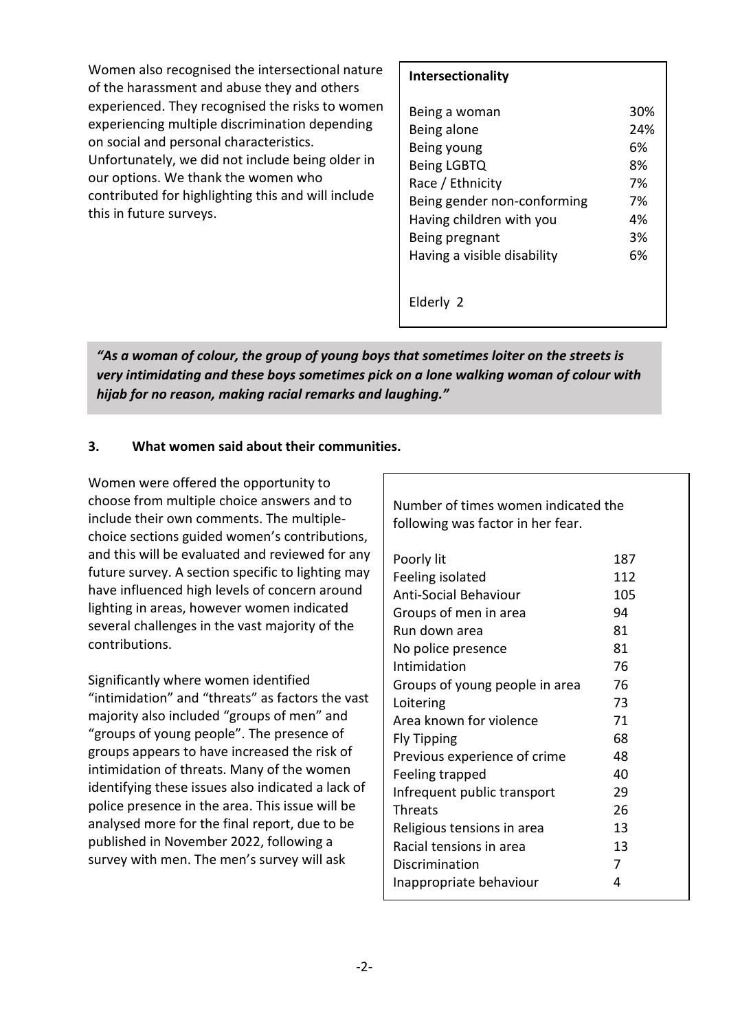Women also recognised the intersectional nature of the harassment and abuse they and others experienced. They recognised the risks to women experiencing multiple discrimination depending on social and personal characteristics. Unfortunately, we did not include being older in our options. We thank the women who contributed for highlighting this and will include this in future surveys.

| **Intersectionality** | |
|---|---|
| Being a woman | 30% |
| Being alone | 24% |
| Being young | 6% |
| Being LGBTQ | 8% |
| Race / Ethnicity | 7% |
| Being gender non-conforming | 7% |
| Having children with you | 4% |
| Being pregnant | 3% |
| Having a visible disability | 6% |
| Elderly 2 | |

> ***"As a woman of colour, the group of young boys that sometimes loiter on the streets is very intimidating and these boys sometimes pick on a lone walking woman of colour with hijab for no reason, making racial remarks and laughing."***

### 3. What women said about their communities.

Women were offered the opportunity to choose from multiple choice answers and to include their own comments. The multiple-choice sections guided women's contributions, and this will be evaluated and reviewed for any future survey. A section specific to lighting may have influenced high levels of concern around lighting in areas, however women indicated several challenges in the vast majority of the contributions.

Significantly where women identified "intimidation" and "threats" as factors the vast majority also included "groups of men" and "groups of young people". The presence of groups appears to have increased the risk of intimidation of threats. Many of the women identifying these issues also indicated a lack of police presence in the area. This issue will be analysed more for the final report, due to be published in November 2022, following a survey with men. The men's survey will ask

| Number of times women indicated the following was factor in her fear. | |
|---|---|
| Poorly lit | 187 |
| Feeling isolated | 112 |
| Anti-Social Behaviour | 105 |
| Groups of men in area | 94 |
| Run down area | 81 |
| No police presence | 81 |
| Intimidation | 76 |
| Groups of young people in area | 76 |
| Loitering | 73 |
| Area known for violence | 71 |
| Fly Tipping | 68 |
| Previous experience of crime | 48 |
| Feeling trapped | 40 |
| Infrequent public transport | 29 |
| Threats | 26 |
| Religious tensions in area | 13 |
| Racial tensions in area | 13 |
| Discrimination | 7 |
| Inappropriate behaviour | 4 |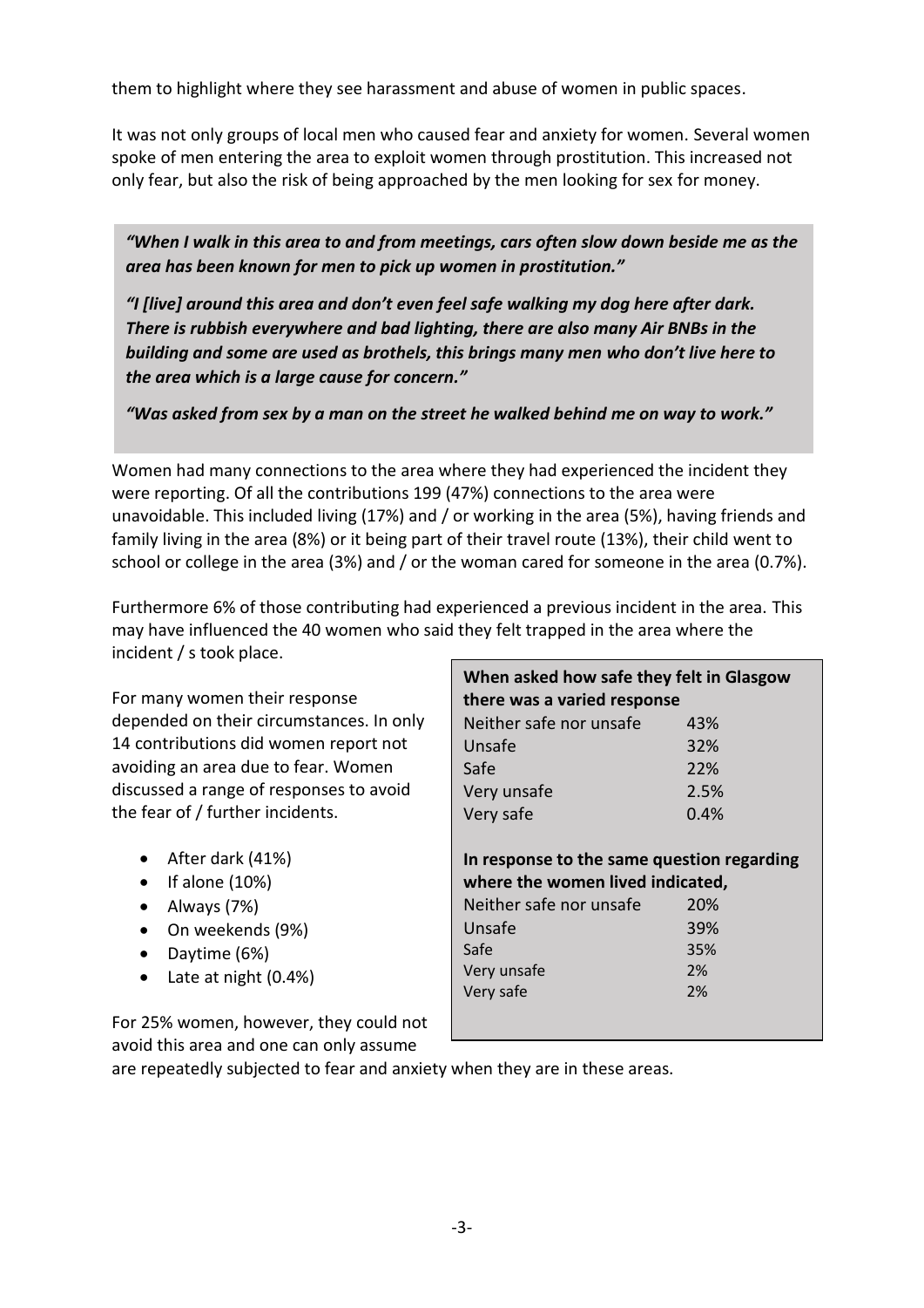them to highlight where they see harassment and abuse of women in public spaces.

It was not only groups of local men who caused fear and anxiety for women. Several women spoke of men entering the area to exploit women through prostitution. This increased not only fear, but also the risk of being approached by the men looking for sex for money.

> ***"When I walk in this area to and from meetings, cars often slow down beside me as the area has been known for men to pick up women in prostitution."***
>
> ***"I [live] around this area and don't even feel safe walking my dog here after dark. There is rubbish everywhere and bad lighting, there are also many Air BNBs in the building and some are used as brothels, this brings many men who don't live here to the area which is a large cause for concern."***
>
> ***"Was asked from sex by a man on the street he walked behind me on way to work."***

Women had many connections to the area where they had experienced the incident they were reporting. Of all the contributions 199 (47%) connections to the area were unavoidable. This included living (17%) and / or working in the area (5%), having friends and family living in the area (8%) or it being part of their travel route (13%), their child went to school or college in the area (3%) and / or the woman cared for someone in the area (0.7%).

Furthermore 6% of those contributing had experienced a previous incident in the area. This may have influenced the 40 women who said they felt trapped in the area where the incident / s took place.

For many women their response depended on their circumstances. In only 14 contributions did women report not avoiding an area due to fear. Women discussed a range of responses to avoid the fear of / further incidents.

- After dark (41%)
- If alone (10%)
- Always (7%)
- On weekends (9%)
- Daytime (6%)
- Late at night (0.4%)

For 25% women, however, they could not avoid this area and one can only assume are repeatedly subjected to fear and anxiety when they are in these areas.

| **When asked how safe they felt in Glasgow there was a varied response** | |
|---|---|
| Neither safe nor unsafe | 43% |
| Unsafe | 32% |
| Safe | 22% |
| Very unsafe | 2.5% |
| Very safe | 0.4% |

| **In response to the same question regarding where the women lived indicated,** | |
|---|---|
| Neither safe nor unsafe | 20% |
| Unsafe | 39% |
| Safe | 35% |
| Very unsafe | 2% |
| Very safe | 2% |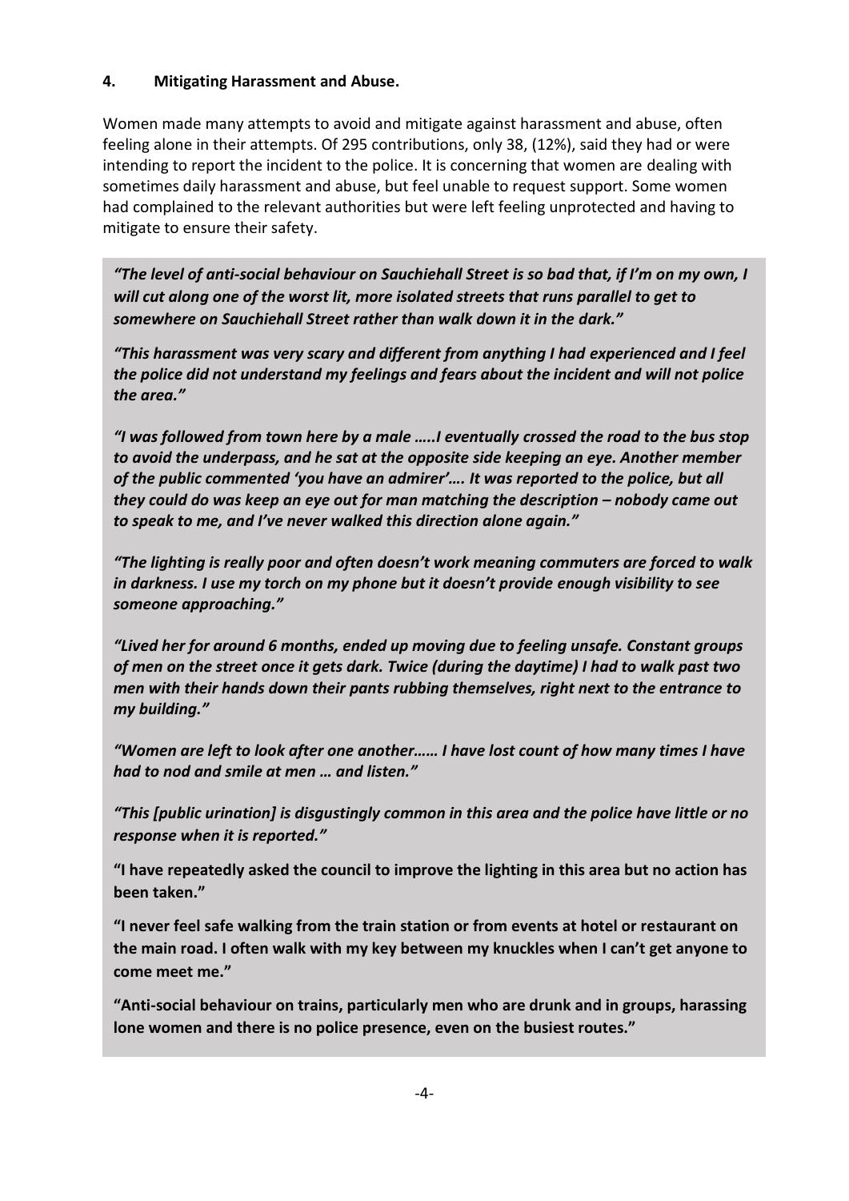## 4. Mitigating Harassment and Abuse.

Women made many attempts to avoid and mitigate against harassment and abuse, often feeling alone in their attempts. Of 295 contributions, only 38, (12%), said they had or were intending to report the incident to the police. It is concerning that women are dealing with sometimes daily harassment and abuse, but feel unable to request support. Some women had complained to the relevant authorities but were left feeling unprotected and having to mitigate to ensure their safety.

***"The level of anti-social behaviour on Sauchiehall Street is so bad that, if I'm on my own, I will cut along one of the worst lit, more isolated streets that runs parallel to get to somewhere on Sauchiehall Street rather than walk down it in the dark."***

***"This harassment was very scary and different from anything I had experienced and I feel the police did not understand my feelings and fears about the incident and will not police the area."***

***"I was followed from town here by a male …..I eventually crossed the road to the bus stop to avoid the underpass, and he sat at the opposite side keeping an eye. Another member of the public commented 'you have an admirer'…. It was reported to the police, but all they could do was keep an eye out for man matching the description – nobody came out to speak to me, and I've never walked this direction alone again."***

***"The lighting is really poor and often doesn't work meaning commuters are forced to walk in darkness. I use my torch on my phone but it doesn't provide enough visibility to see someone approaching."***

***"Lived her for around 6 months, ended up moving due to feeling unsafe. Constant groups of men on the street once it gets dark. Twice (during the daytime) I had to walk past two men with their hands down their pants rubbing themselves, right next to the entrance to my building."***

***"Women are left to look after one another…… I have lost count of how many times I have had to nod and smile at men … and listen."***

***"This [public urination] is disgustingly common in this area and the police have little or no response when it is reported."***

**"I have repeatedly asked the council to improve the lighting in this area but no action has been taken."**

**"I never feel safe walking from the train station or from events at hotel or restaurant on the main road. I often walk with my key between my knuckles when I can't get anyone to come meet me."**

**"Anti-social behaviour on trains, particularly men who are drunk and in groups, harassing lone women and there is no police presence, even on the busiest routes."**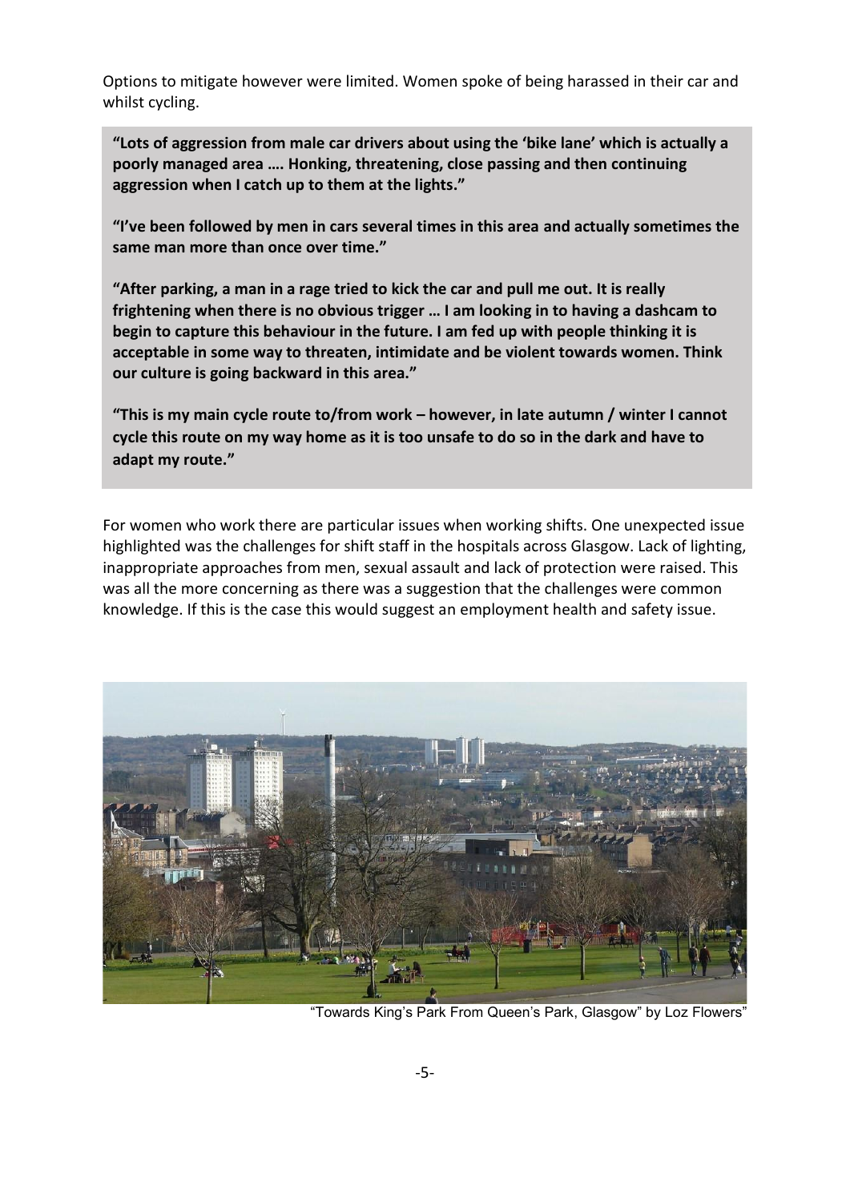Options to mitigate however were limited. Women spoke of being harassed in their car and whilst cycling.

> **"Lots of aggression from male car drivers about using the 'bike lane' which is actually a poorly managed area …. Honking, threatening, close passing and then continuing aggression when I catch up to them at the lights."**
>
> **"I've been followed by men in cars several times in this area and actually sometimes the same man more than once over time."**
>
> **"After parking, a man in a rage tried to kick the car and pull me out. It is really frightening when there is no obvious trigger … I am looking in to having a dashcam to begin to capture this behaviour in the future. I am fed up with people thinking it is acceptable in some way to threaten, intimidate and be violent towards women. Think our culture is going backward in this area."**
>
> **"This is my main cycle route to/from work – however, in late autumn / winter I cannot cycle this route on my way home as it is too unsafe to do so in the dark and have to adapt my route."**

For women who work there are particular issues when working shifts. One unexpected issue highlighted was the challenges for shift staff in the hospitals across Glasgow. Lack of lighting, inappropriate approaches from men, sexual assault and lack of protection were raised. This was all the more concerning as there was a suggestion that the challenges were common knowledge. If this is the case this would suggest an employment health and safety issue.

"Towards King's Park From Queen's Park, Glasgow" by Loz Flowers"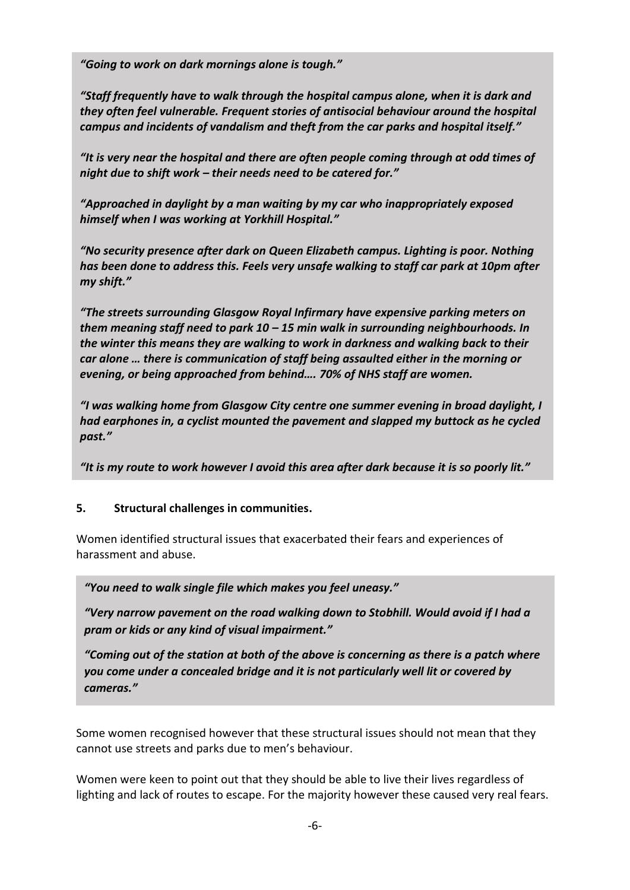*"Going to work on dark mornings alone is tough."*

*"Staff frequently have to walk through the hospital campus alone, when it is dark and they often feel vulnerable. Frequent stories of antisocial behaviour around the hospital campus and incidents of vandalism and theft from the car parks and hospital itself."*

*"It is very near the hospital and there are often people coming through at odd times of night due to shift work – their needs need to be catered for."*

*"Approached in daylight by a man waiting by my car who inappropriately exposed himself when I was working at Yorkhill Hospital."*

*"No security presence after dark on Queen Elizabeth campus. Lighting is poor. Nothing has been done to address this. Feels very unsafe walking to staff car park at 10pm after my shift."*

*"The streets surrounding Glasgow Royal Infirmary have expensive parking meters on them meaning staff need to park 10 – 15 min walk in surrounding neighbourhoods. In the winter this means they are walking to work in darkness and walking back to their car alone … there is communication of staff being assaulted either in the morning or evening, or being approached from behind…. 70% of NHS staff are women.*

*"I was walking home from Glasgow City centre one summer evening in broad daylight, I had earphones in, a cyclist mounted the pavement and slapped my buttock as he cycled past."*

*"It is my route to work however I avoid this area after dark because it is so poorly lit."*

## 5. Structural challenges in communities.

Women identified structural issues that exacerbated their fears and experiences of harassment and abuse.

*"You need to walk single file which makes you feel uneasy."*

*"Very narrow pavement on the road walking down to Stobhill. Would avoid if I had a pram or kids or any kind of visual impairment."*

*"Coming out of the station at both of the above is concerning as there is a patch where you come under a concealed bridge and it is not particularly well lit or covered by cameras."*

Some women recognised however that these structural issues should not mean that they cannot use streets and parks due to men's behaviour.

Women were keen to point out that they should be able to live their lives regardless of lighting and lack of routes to escape. For the majority however these caused very real fears.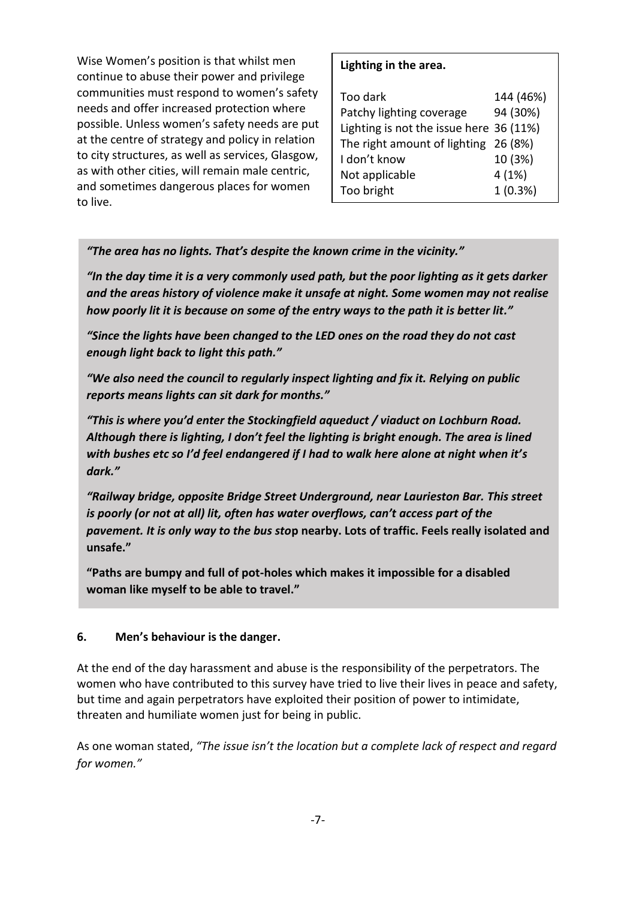Wise Women's position is that whilst men continue to abuse their power and privilege communities must respond to women's safety needs and offer increased protection where possible. Unless women's safety needs are put at the centre of strategy and policy in relation to city structures, as well as services, Glasgow, as with other cities, will remain male centric, and sometimes dangerous places for women to live.

| **Lighting in the area.** | |
|---|---|
| Too dark | 144 (46%) |
| Patchy lighting coverage | 94 (30%) |
| Lighting is not the issue here | 36 (11%) |
| The right amount of lighting | 26 (8%) |
| I don't know | 10 (3%) |
| Not applicable | 4 (1%) |
| Too bright | 1 (0.3%) |

***"The area has no lights. That's despite the known crime in the vicinity."***

***"In the day time it is a very commonly used path, but the poor lighting as it gets darker and the areas history of violence make it unsafe at night. Some women may not realise how poorly lit it is because on some of the entry ways to the path it is better lit."***

***"Since the lights have been changed to the LED ones on the road they do not cast enough light back to light this path."***

***"We also need the council to regularly inspect lighting and fix it. Relying on public reports means lights can sit dark for months."***

***"This is where you'd enter the Stockingfield aqueduct / viaduct on Lochburn Road. Although there is lighting, I don't feel the lighting is bright enough. The area is lined with bushes etc so I'd feel endangered if I had to walk here alone at night when it's dark."***

***"Railway bridge, opposite Bridge Street Underground, near Laurieston Bar. This street is poorly (or not at all) lit, often has water overflows, can't access part of the pavement. It is only way to the bus stop*** **nearby. Lots of traffic. Feels really isolated and unsafe."**

**"Paths are bumpy and full of pot-holes which makes it impossible for a disabled woman like myself to be able to travel."**

## 6. Men's behaviour is the danger.

At the end of the day harassment and abuse is the responsibility of the perpetrators. The women who have contributed to this survey have tried to live their lives in peace and safety, but time and again perpetrators have exploited their position of power to intimidate, threaten and humiliate women just for being in public.

As one woman stated, *"The issue isn't the location but a complete lack of respect and regard for women."*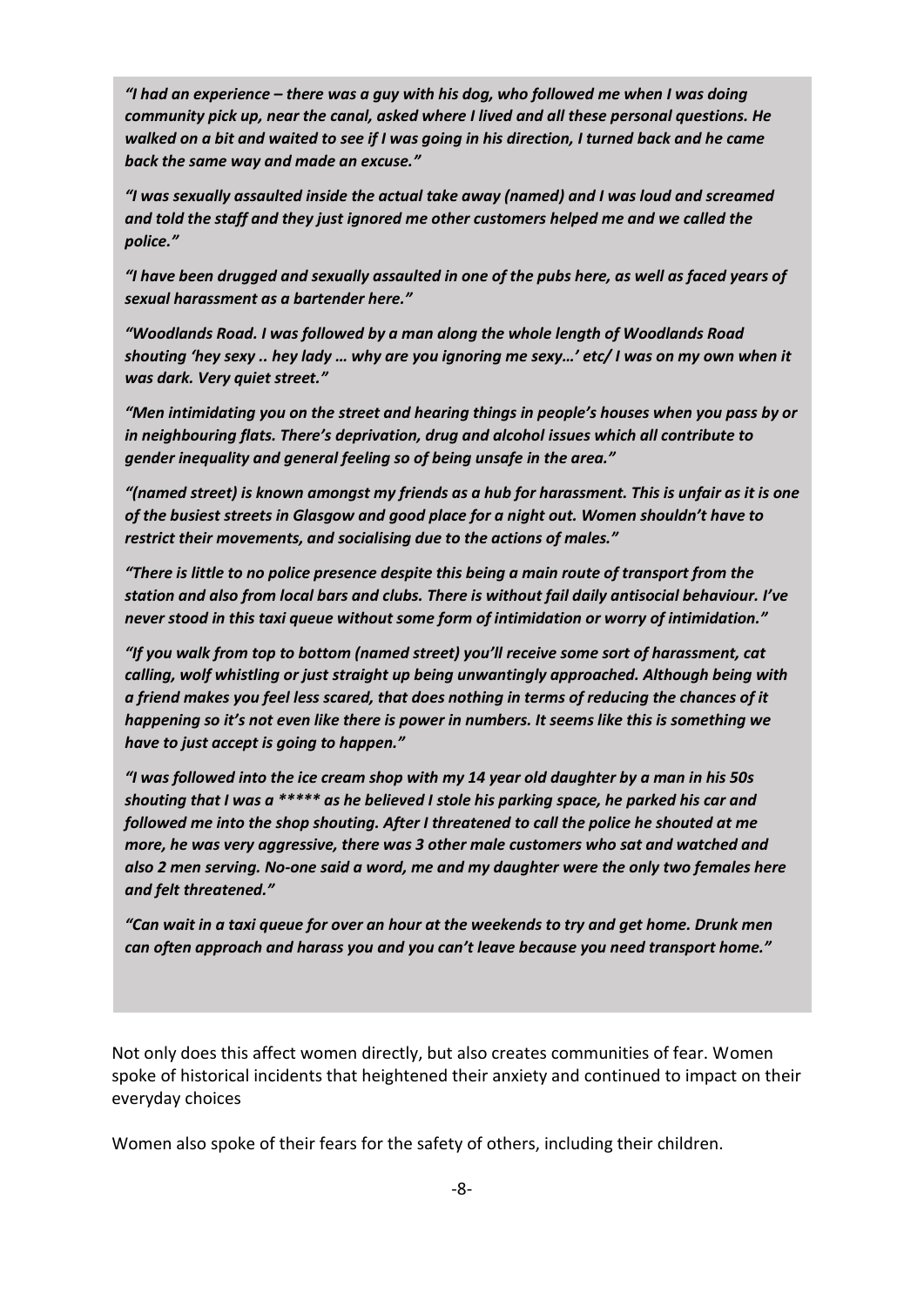*"I had an experience – there was a guy with his dog, who followed me when I was doing community pick up, near the canal, asked where I lived and all these personal questions. He walked on a bit and waited to see if I was going in his direction, I turned back and he came back the same way and made an excuse."*

*"I was sexually assaulted inside the actual take away (named) and I was loud and screamed and told the staff and they just ignored me other customers helped me and we called the police."*

*"I have been drugged and sexually assaulted in one of the pubs here, as well as faced years of sexual harassment as a bartender here."*

*"Woodlands Road. I was followed by a man along the whole length of Woodlands Road shouting 'hey sexy .. hey lady … why are you ignoring me sexy…' etc/ I was on my own when it was dark. Very quiet street."*

*"Men intimidating you on the street and hearing things in people's houses when you pass by or in neighbouring flats. There's deprivation, drug and alcohol issues which all contribute to gender inequality and general feeling so of being unsafe in the area."*

*"(named street) is known amongst my friends as a hub for harassment. This is unfair as it is one of the busiest streets in Glasgow and good place for a night out. Women shouldn't have to restrict their movements, and socialising due to the actions of males."*

*"There is little to no police presence despite this being a main route of transport from the station and also from local bars and clubs. There is without fail daily antisocial behaviour. I've never stood in this taxi queue without some form of intimidation or worry of intimidation."*

*"If you walk from top to bottom (named street) you'll receive some sort of harassment, cat calling, wolf whistling or just straight up being unwantingly approached. Although being with a friend makes you feel less scared, that does nothing in terms of reducing the chances of it happening so it's not even like there is power in numbers. It seems like this is something we have to just accept is going to happen."*

*"I was followed into the ice cream shop with my 14 year old daughter by a man in his 50s shouting that I was a ***** as he believed I stole his parking space, he parked his car and followed me into the shop shouting. After I threatened to call the police he shouted at me more, he was very aggressive, there was 3 other male customers who sat and watched and also 2 men serving. No-one said a word, me and my daughter were the only two females here and felt threatened."*

*"Can wait in a taxi queue for over an hour at the weekends to try and get home. Drunk men can often approach and harass you and you can't leave because you need transport home."*

Not only does this affect women directly, but also creates communities of fear. Women spoke of historical incidents that heightened their anxiety and continued to impact on their everyday choices

Women also spoke of their fears for the safety of others, including their children.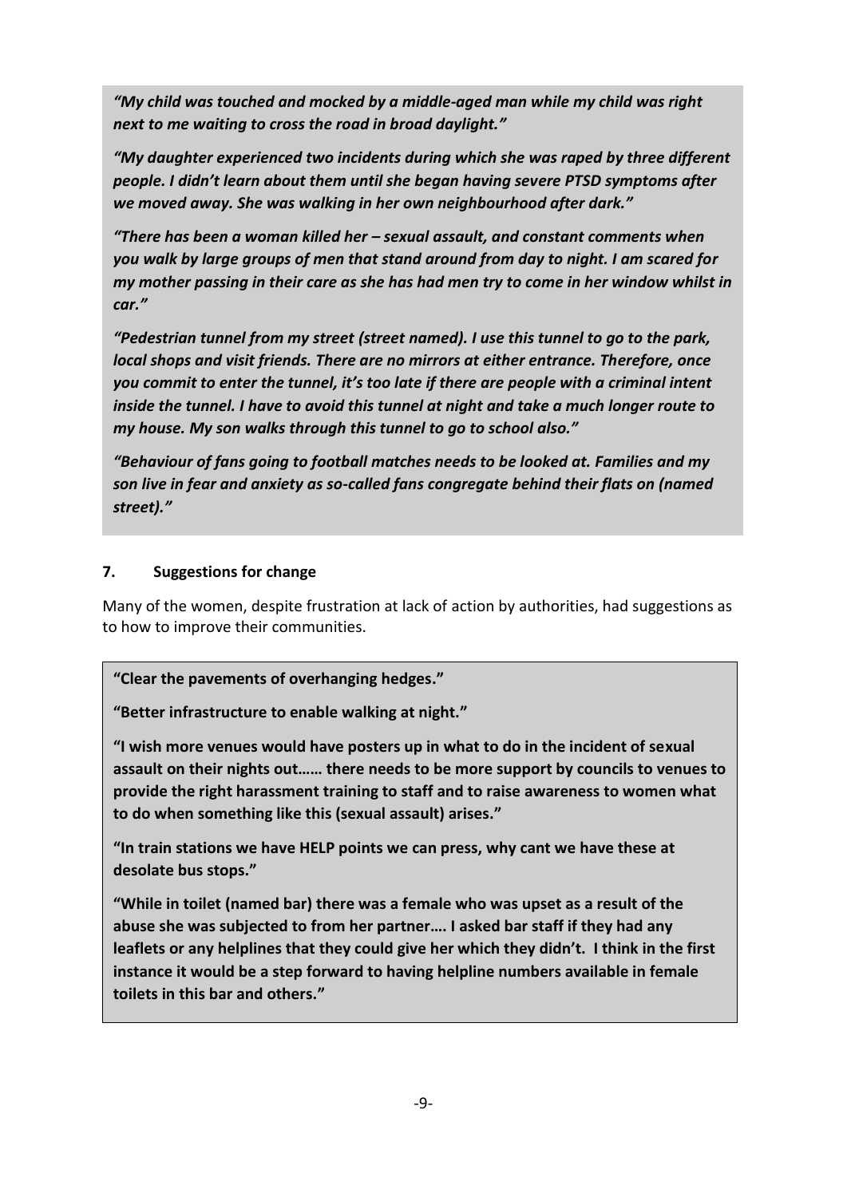*"My child was touched and mocked by a middle-aged man while my child was right next to me waiting to cross the road in broad daylight."*

*"My daughter experienced two incidents during which she was raped by three different people. I didn't learn about them until she began having severe PTSD symptoms after we moved away. She was walking in her own neighbourhood after dark."*

*"There has been a woman killed her – sexual assault, and constant comments when you walk by large groups of men that stand around from day to night. I am scared for my mother passing in their care as she has had men try to come in her window whilst in car."*

*"Pedestrian tunnel from my street (street named). I use this tunnel to go to the park, local shops and visit friends. There are no mirrors at either entrance. Therefore, once you commit to enter the tunnel, it's too late if there are people with a criminal intent inside the tunnel. I have to avoid this tunnel at night and take a much longer route to my house. My son walks through this tunnel to go to school also."*

*"Behaviour of fans going to football matches needs to be looked at. Families and my son live in fear and anxiety as so-called fans congregate behind their flats on (named street)."*

## 7. Suggestions for change

Many of the women, despite frustration at lack of action by authorities, had suggestions as to how to improve their communities.

**"Clear the pavements of overhanging hedges."**

**"Better infrastructure to enable walking at night."**

**"I wish more venues would have posters up in what to do in the incident of sexual assault on their nights out…… there needs to be more support by councils to venues to provide the right harassment training to staff and to raise awareness to women what to do when something like this (sexual assault) arises."**

**"In train stations we have HELP points we can press, why cant we have these at desolate bus stops."**

**"While in toilet (named bar) there was a female who was upset as a result of the abuse she was subjected to from her partner…. I asked bar staff if they had any leaflets or any helplines that they could give her which they didn't. I think in the first instance it would be a step forward to having helpline numbers available in female toilets in this bar and others."**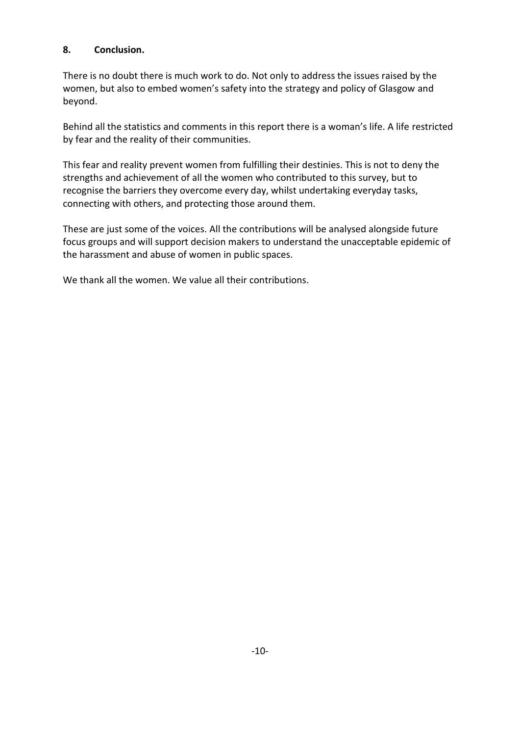## 8. Conclusion.

There is no doubt there is much work to do. Not only to address the issues raised by the women, but also to embed women's safety into the strategy and policy of Glasgow and beyond.

Behind all the statistics and comments in this report there is a woman's life. A life restricted by fear and the reality of their communities.

This fear and reality prevent women from fulfilling their destinies. This is not to deny the strengths and achievement of all the women who contributed to this survey, but to recognise the barriers they overcome every day, whilst undertaking everyday tasks, connecting with others, and protecting those around them.

These are just some of the voices. All the contributions will be analysed alongside future focus groups and will support decision makers to understand the unacceptable epidemic of the harassment and abuse of women in public spaces.

We thank all the women. We value all their contributions.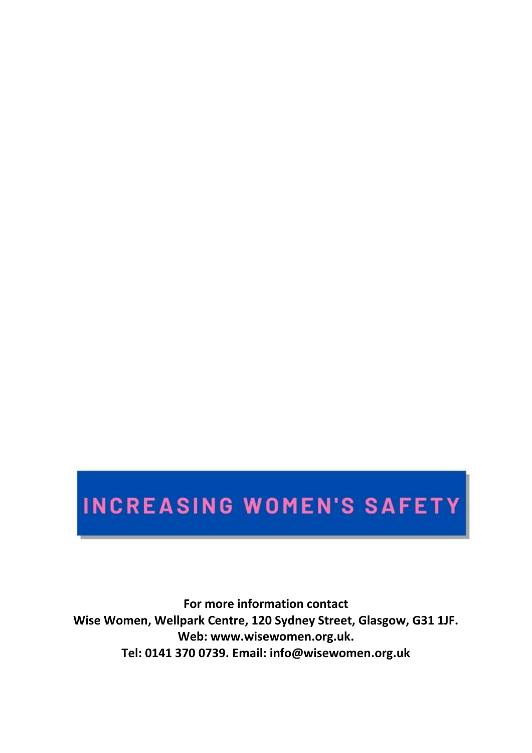# INCREASING WOMEN'S SAFETY

**For more information contact**
**Wise Women, Wellpark Centre, 120 Sydney Street, Glasgow, G31 1JF.**
**Web: www.wisewomen.org.uk.**
**Tel: 0141 370 0739. Email: info@wisewomen.org.uk**